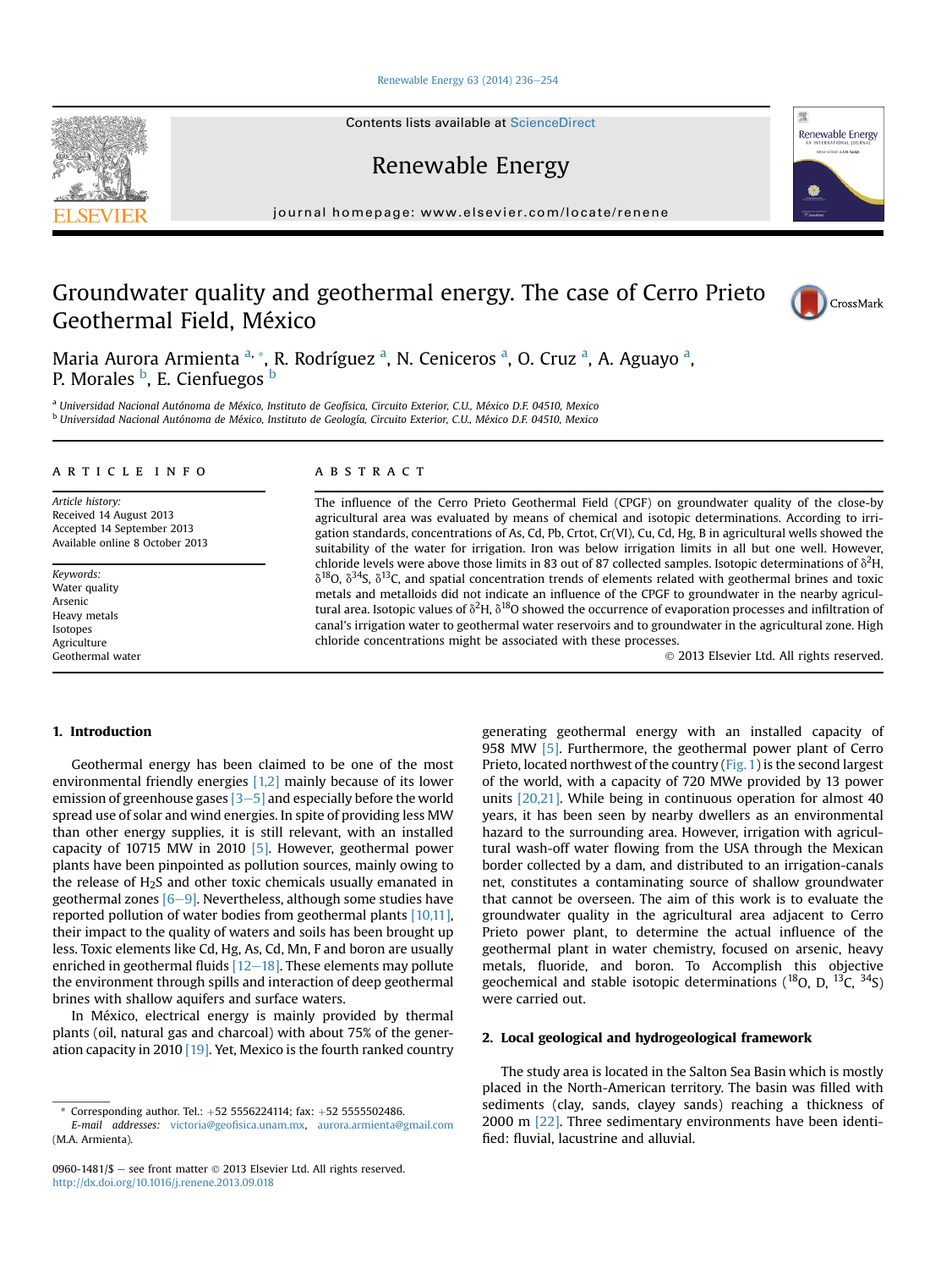# Groundwater quality and geothermal energy. The case of Cerro Prieto Geothermal Field, México

Maria Aurora Armienta [a,*], R. Rodríguez [a], N. Ceniceros [a], O. Cruz [a], A. Aguayo [a], P. Morales [b], E. Cienfuegos [b]

[a] Universidad Nacional Autónoma de México, Instituto de Geofísica, Circuito Exterior, C.U., México D.F. 04510, Mexico
[b] Universidad Nacional Autónoma de México, Instituto de Geología, Circuito Exterior, C.U., México D.F. 04510, Mexico

**ARTICLE INFO**

*Article history:*
Received 14 August 2013
Accepted 14 September 2013
Available online 8 October 2013

*Keywords:*
Water quality
Arsenic
Heavy metals
Isotopes
Agriculture
Geothermal water

**ABSTRACT**

The influence of the Cerro Prieto Geothermal Field (CPGF) on groundwater quality of the close-by agricultural area was evaluated by means of chemical and isotopic determinations. According to irrigation standards, concentrations of As, Cd, Pb, Crtot, Cr(VI), Cu, Cd, Hg, B in agricultural wells showed the suitability of the water for irrigation. Iron was below irrigation limits in all but one well. However, chloride levels were above those limits in 83 out of 87 collected samples. Isotopic determinations of $\delta^2$H, $\delta^{18}$O, $\delta^{34}$S, $\delta^{13}$C, and spatial concentration trends of elements related with geothermal brines and toxic metals and metalloids did not indicate an influence of the CPGF to groundwater in the nearby agricultural area. Isotopic values of $\delta^2$H, $\delta^{18}$O showed the occurrence of evaporation processes and infiltration of canal's irrigation water to geothermal water reservoirs and to groundwater in the agricultural zone. High chloride concentrations might be associated with these processes.

© 2013 Elsevier Ltd. All rights reserved.

## 1. Introduction

Geothermal energy has been claimed to be one of the most environmental friendly energies [1,2] mainly because of its lower emission of greenhouse gases [3–5] and especially before the world spread use of solar and wind energies. In spite of providing less MW than other energy supplies, it is still relevant, with an installed capacity of 10715 MW in 2010 [5]. However, geothermal power plants have been pinpointed as pollution sources, mainly owing to the release of $H_2S$ and other toxic chemicals usually emanated in geothermal zones [6–9]. Nevertheless, although some studies have reported pollution of water bodies from geothermal plants [10,11], their impact to the quality of waters and soils has been brought up less. Toxic elements like Cd, Hg, As, Cd, Mn, F and boron are usually enriched in geothermal fluids [12–18]. These elements may pollute the environment through spills and interaction of deep geothermal brines with shallow aquifers and surface waters.

In México, electrical energy is mainly provided by thermal plants (oil, natural gas and charcoal) with about 75% of the generation capacity in 2010 [19]. Yet, Mexico is the fourth ranked country generating geothermal energy with an installed capacity of 958 MW [5]. Furthermore, the geothermal power plant of Cerro Prieto, located northwest of the country (Fig. 1) is the second largest of the world, with a capacity of 720 MWe provided by 13 power units [20,21]. While being in continuous operation for almost 40 years, it has been seen by nearby dwellers as an environmental hazard to the surrounding area. However, irrigation with agricultural wash-off water flowing from the USA through the Mexican border collected by a dam, and distributed to an irrigation-canals net, constitutes a contaminating source of shallow groundwater that cannot be overseen. The aim of this work is to evaluate the groundwater quality in the agricultural area adjacent to Cerro Prieto power plant, to determine the actual influence of the geothermal plant in water chemistry, focused on arsenic, heavy metals, fluoride, and boron. To Accomplish this objective geochemical and stable isotopic determinations ($^{18}$O, D, $^{13}$C, $^{34}$S) were carried out.

## 2. Local geological and hydrogeological framework

The study area is located in the Salton Sea Basin which is mostly placed in the North-American territory. The basin was filled with sediments (clay, sands, clayey sands) reaching a thickness of 2000 m [22]. Three sedimentary environments have been identified: fluvial, lacustrine and alluvial.

* Corresponding author. Tel.: +52 5556224114; fax: +52 5555502486.
E-mail addresses: victoria@geofisica.unam.mx, aurora.armienta@gmail.com (M.A. Armienta).

0960-1481/$ – see front matter © 2013 Elsevier Ltd. All rights reserved.
http://dx.doi.org/10.1016/j.renene.2013.09.018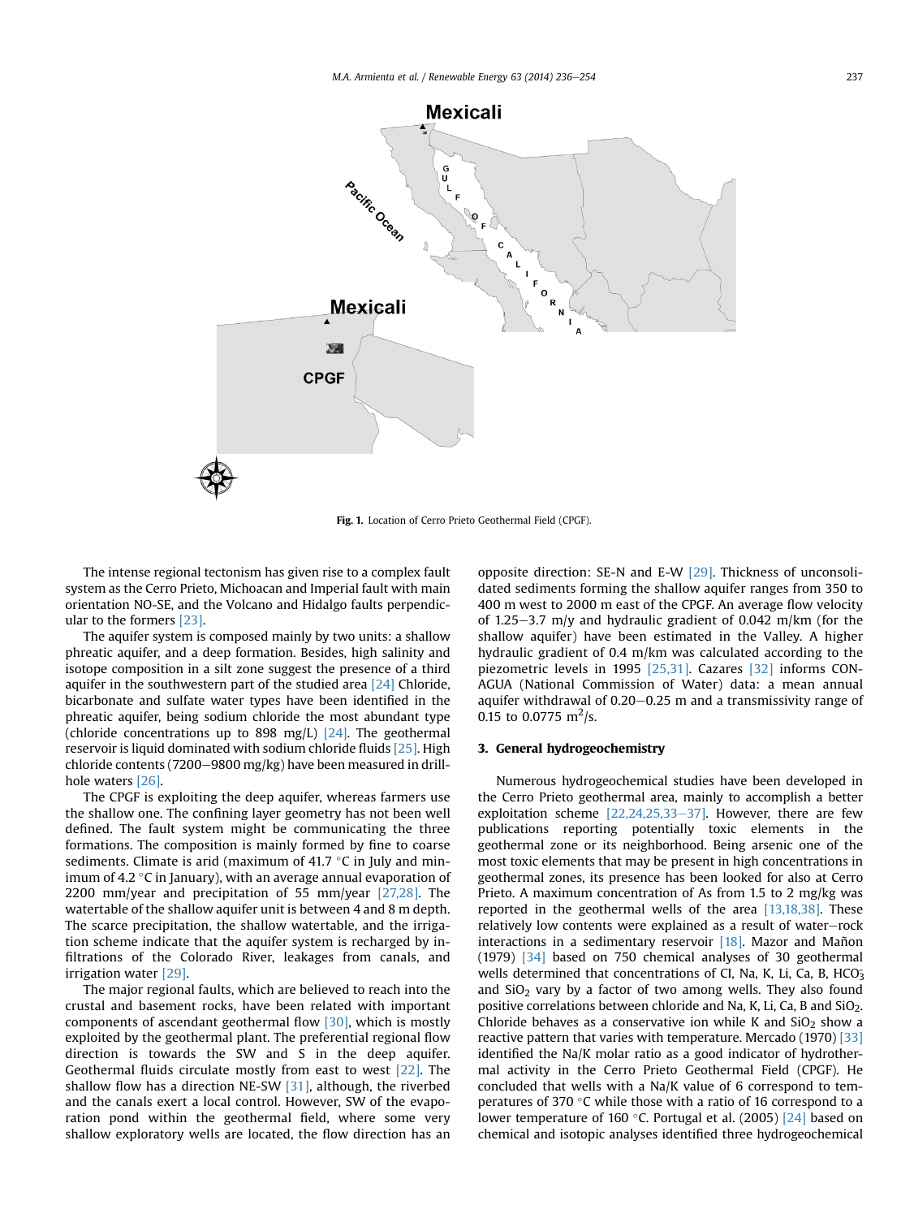Fig. 1. Location of Cerro Prieto Geothermal Field (CPGF).

The intense regional tectonism has given rise to a complex fault system as the Cerro Prieto, Michoacan and Imperial fault with main orientation NO-SE, and the Volcano and Hidalgo faults perpendicular to the formers [23].

The aquifer system is composed mainly by two units: a shallow phreatic aquifer, and a deep formation. Besides, high salinity and isotope composition in a silt zone suggest the presence of a third aquifer in the southwestern part of the studied area [24] Chloride, bicarbonate and sulfate water types have been identified in the phreatic aquifer, being sodium chloride the most abundant type (chloride concentrations up to 898 mg/L) [24]. The geothermal reservoir is liquid dominated with sodium chloride fluids [25]. High chloride contents (7200–9800 mg/kg) have been measured in drill-hole waters [26].

The CPGF is exploiting the deep aquifer, whereas farmers use the shallow one. The confining layer geometry has not been well defined. The fault system might be communicating the three formations. The composition is mainly formed by fine to coarse sediments. Climate is arid (maximum of 41.7 °C in July and minimum of 4.2 °C in January), with an average annual evaporation of 2200 mm/year and precipitation of 55 mm/year [27,28]. The watertable of the shallow aquifer unit is between 4 and 8 m depth. The scarce precipitation, the shallow watertable, and the irrigation scheme indicate that the aquifer system is recharged by infiltrations of the Colorado River, leakages from canals, and irrigation water [29].

The major regional faults, which are believed to reach into the crustal and basement rocks, have been related with important components of ascendant geothermal flow [30], which is mostly exploited by the geothermal plant. The preferential regional flow direction is towards the SW and S in the deep aquifer. Geothermal fluids circulate mostly from east to west [22]. The shallow flow has a direction NE-SW [31], although, the riverbed and the canals exert a local control. However, SW of the evaporation pond within the geothermal field, where some very shallow exploratory wells are located, the flow direction has an opposite direction: SE-N and E-W [29]. Thickness of unconsolidated sediments forming the shallow aquifer ranges from 350 to 400 m west to 2000 m east of the CPGF. An average flow velocity of 1.25–3.7 m/y and hydraulic gradient of 0.042 m/km (for the shallow aquifer) have been estimated in the Valley. A higher hydraulic gradient of 0.4 m/km was calculated according to the piezometric levels in 1995 [25,31]. Cazares [32] informs CONAGUA (National Commission of Water) data: a mean annual aquifer withdrawal of 0.20–0.25 m and a transmissivity range of 0.15 to 0.0775 $m^2/s$.

## 3. General hydrogeochemistry

Numerous hydrogeochemical studies have been developed in the Cerro Prieto geothermal area, mainly to accomplish a better exploitation scheme [22,24,25,33–37]. However, there are few publications reporting potentially toxic elements in the geothermal zone or its neighborhood. Being arsenic one of the most toxic elements that may be present in high concentrations in geothermal zones, its presence has been looked for also at Cerro Prieto. A maximum concentration of As from 1.5 to 2 mg/kg was reported in the geothermal wells of the area [13,18,38]. These relatively low contents were explained as a result of water–rock interactions in a sedimentary reservoir [18]. Mazor and Mañon (1979) [34] based on 750 chemical analyses of 30 geothermal wells determined that concentrations of Cl, Na, K, Li, Ca, B, $HCO_3$ and $SiO_2$ vary by a factor of two among wells. They also found positive correlations between chloride and Na, K, Li, Ca, B and $SiO_2$. Chloride behaves as a conservative ion while K and $SiO_2$ show a reactive pattern that varies with temperature. Mercado (1970) [33] identified the Na/K molar ratio as a good indicator of hydrothermal activity in the Cerro Prieto Geothermal Field (CPGF). He concluded that wells with a Na/K value of 6 correspond to temperatures of 370 °C while those with a ratio of 16 correspond to a lower temperature of 160 °C. Portugal et al. (2005) [24] based on chemical and isotopic analyses identified three hydrogeochemical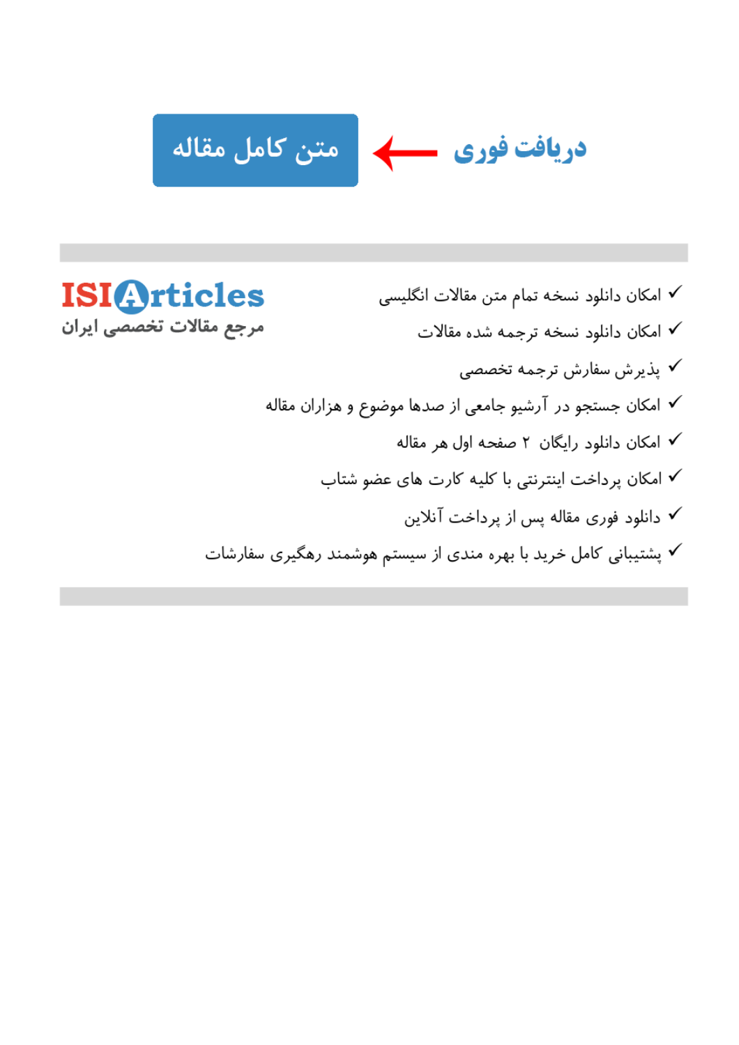دریافت فوری ← متن کامل مقاله

**ISIArticles**
مرجع مقالات تخصصی ایران

- ✓ امکان دانلود نسخه تمام متن مقالات انگلیسی
- ✓ امکان دانلود نسخه ترجمه شده مقالات
- ✓ پذیرش سفارش ترجمه تخصصی
- ✓ امکان جستجو در آرشیو جامعی از صدها موضوع و هزاران مقاله
- ✓ امکان دانلود رایگان ۲ صفحه اول هر مقاله
- ✓ امکان پرداخت اینترنتی با کلیه کارت های عضو شتاب
- ✓ دانلود فوری مقاله پس از پرداخت آنلاین
- ✓ پشتیبانی کامل خرید با بهره مندی از سیستم هوشمند رهگیری سفارشات